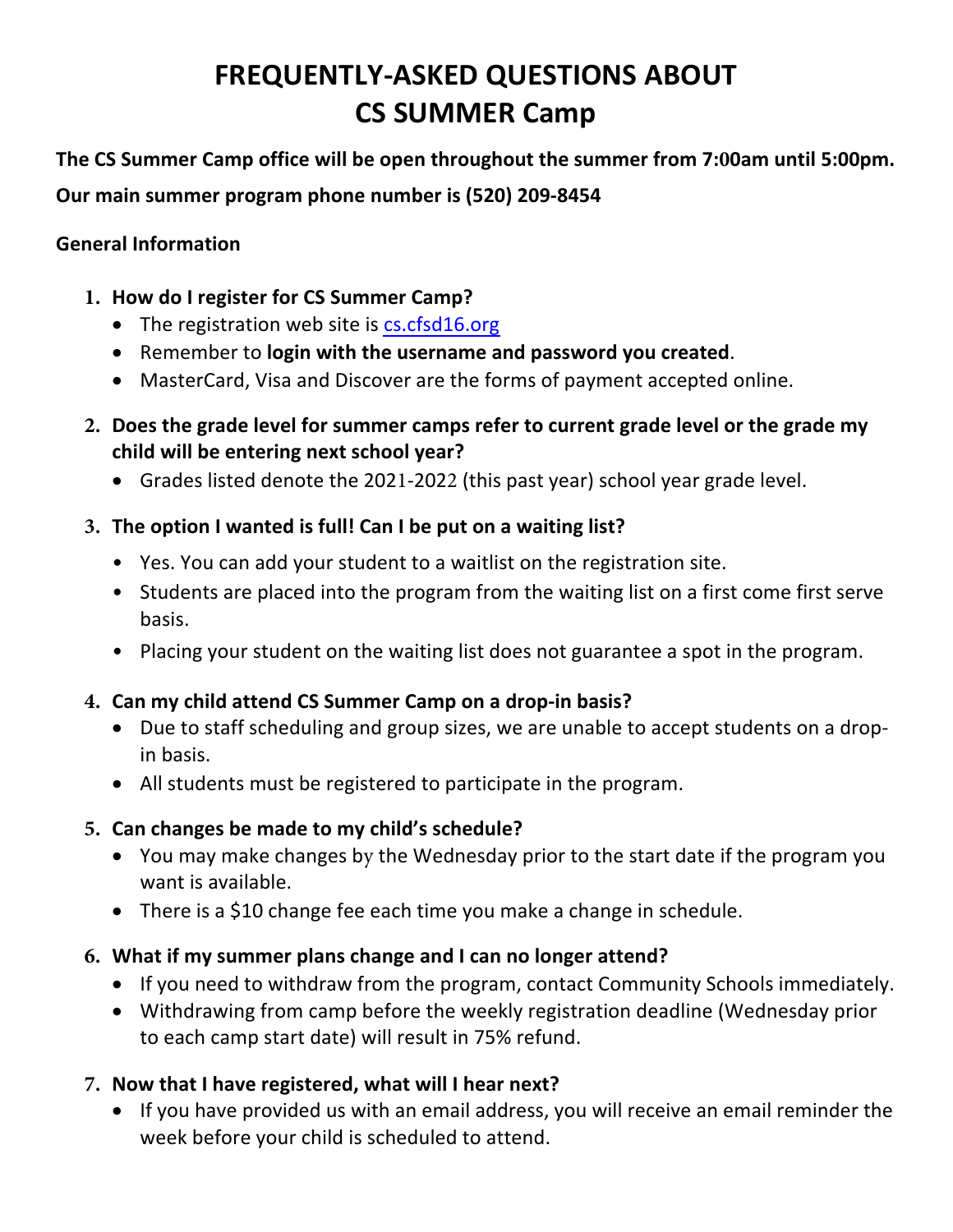# FREQUENTLY-ASKED QUESTIONS ABOUT CS SUMMER Camp

**The CS Summer Camp office will be open throughout the summer from 7:00am until 5:00pm.**

**Our main summer program phone number is (520) 209-8454**

**General Information**

1. **How do I register for CS Summer Camp?**
   - The registration web site is cs.cfsd16.org
   - Remember to **login with the username and password you created**.
   - MasterCard, Visa and Discover are the forms of payment accepted online.
2. **Does the grade level for summer camps refer to current grade level or the grade my child will be entering next school year?**
   - Grades listed denote the 2021-2022 (this past year) school year grade level.
3. **The option I wanted is full! Can I be put on a waiting list?**
   - Yes. You can add your student to a waitlist on the registration site.
   - Students are placed into the program from the waiting list on a first come first serve basis.
   - Placing your student on the waiting list does not guarantee a spot in the program.
4. **Can my child attend CS Summer Camp on a drop-in basis?**
   - Due to staff scheduling and group sizes, we are unable to accept students on a drop-in basis.
   - All students must be registered to participate in the program.
5. **Can changes be made to my child's schedule?**
   - You may make changes by the Wednesday prior to the start date if the program you want is available.
   - There is a $10 change fee each time you make a change in schedule.
6. **What if my summer plans change and I can no longer attend?**
   - If you need to withdraw from the program, contact Community Schools immediately.
   - Withdrawing from camp before the weekly registration deadline (Wednesday prior to each camp start date) will result in 75% refund.
7. **Now that I have registered, what will I hear next?**
   - If you have provided us with an email address, you will receive an email reminder the week before your child is scheduled to attend.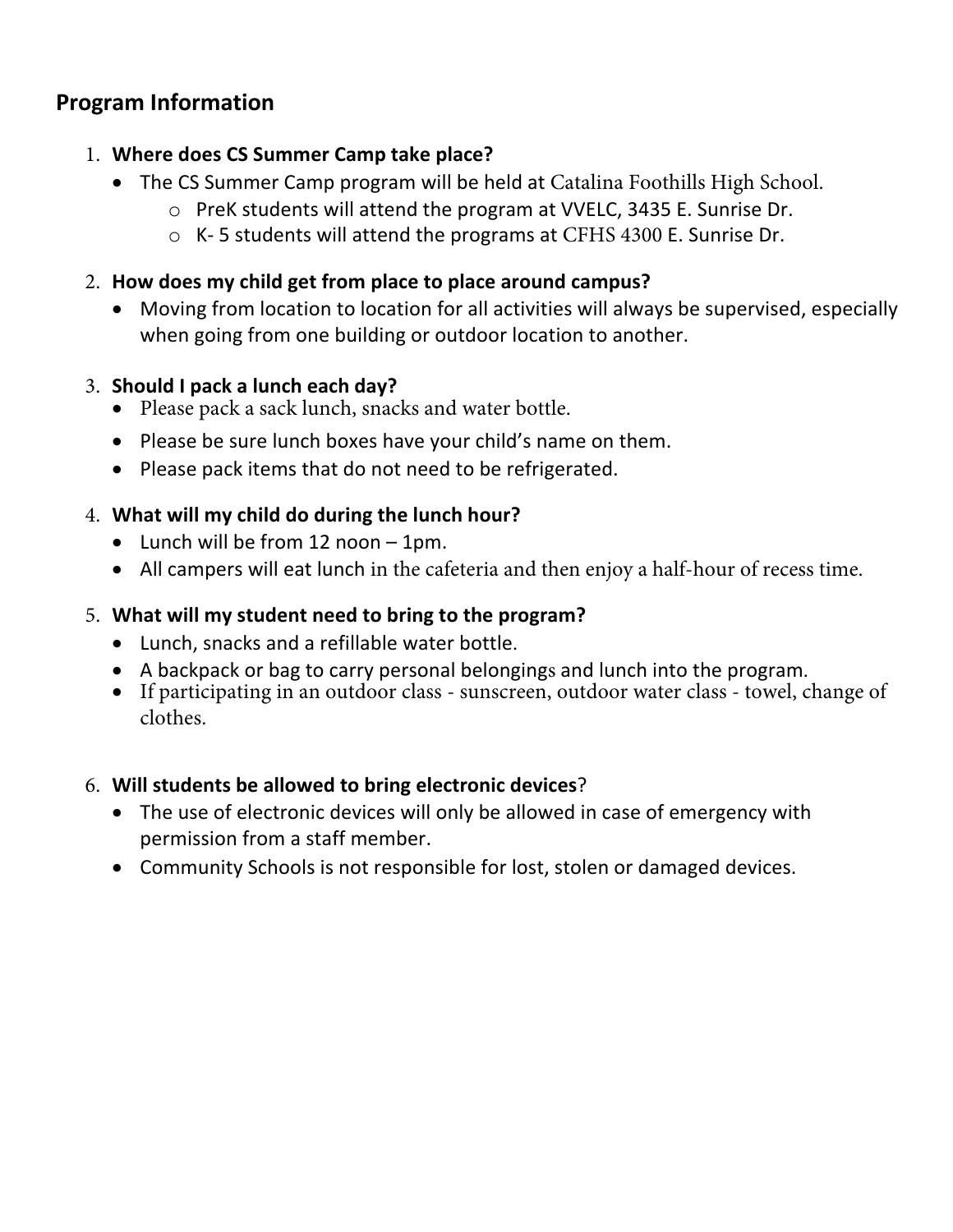## Program Information

1. **Where does CS Summer Camp take place?**
   - The CS Summer Camp program will be held at Catalina Foothills High School.
     - PreK students will attend the program at VVELC, 3435 E. Sunrise Dr.
     - K- 5 students will attend the programs at CFHS 4300 E. Sunrise Dr.

2. **How does my child get from place to place around campus?**
   - Moving from location to location for all activities will always be supervised, especially when going from one building or outdoor location to another.

3. **Should I pack a lunch each day?**
   - Please pack a sack lunch, snacks and water bottle.
   - Please be sure lunch boxes have your child's name on them.
   - Please pack items that do not need to be refrigerated.

4. **What will my child do during the lunch hour?**
   - Lunch will be from 12 noon – 1pm.
   - All campers will eat lunch in the cafeteria and then enjoy a half-hour of recess time.

5. **What will my student need to bring to the program?**
   - Lunch, snacks and a refillable water bottle.
   - A backpack or bag to carry personal belongings and lunch into the program.
   - If participating in an outdoor class - sunscreen, outdoor water class - towel, change of clothes.

6. **Will students be allowed to bring electronic devices**?
   - The use of electronic devices will only be allowed in case of emergency with permission from a staff member.
   - Community Schools is not responsible for lost, stolen or damaged devices.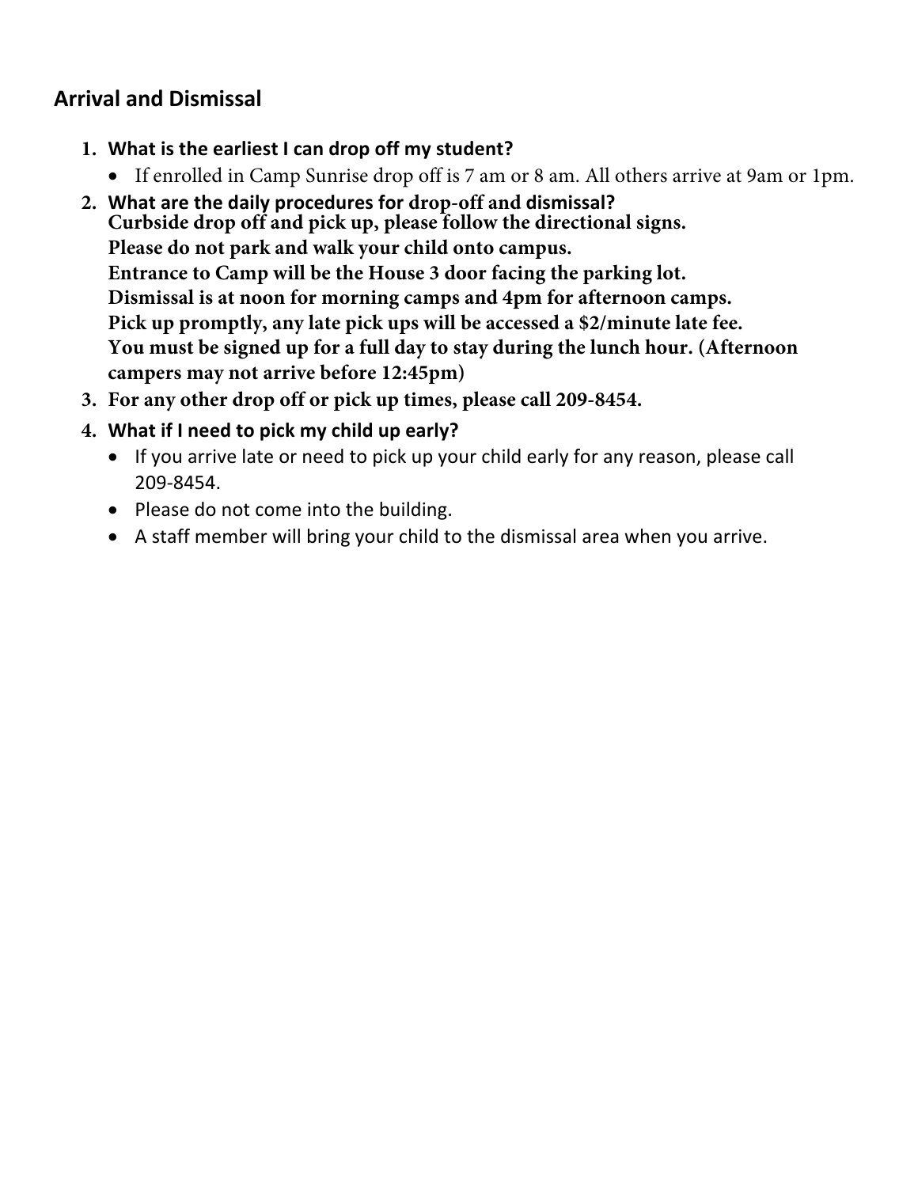## Arrival and Dismissal

1. **What is the earliest I can drop off my student?**
   - If enrolled in Camp Sunrise drop off is 7 am or 8 am. All others arrive at 9am or 1pm.
2. **What are the daily procedures for drop-off and dismissal?**
   **Curbside drop off and pick up, please follow the directional signs.**
   **Please do not park and walk your child onto campus.**
   **Entrance to Camp will be the House 3 door facing the parking lot.**
   **Dismissal is at noon for morning camps and 4pm for afternoon camps.**
   **Pick up promptly, any late pick ups will be accessed a $2/minute late fee.**
   **You must be signed up for a full day to stay during the lunch hour. (Afternoon campers may not arrive before 12:45pm)**
3. **For any other drop off or pick up times, please call 209-8454.**
4. **What if I need to pick my child up early?**
   - If you arrive late or need to pick up your child early for any reason, please call 209-8454.
   - Please do not come into the building.
   - A staff member will bring your child to the dismissal area when you arrive.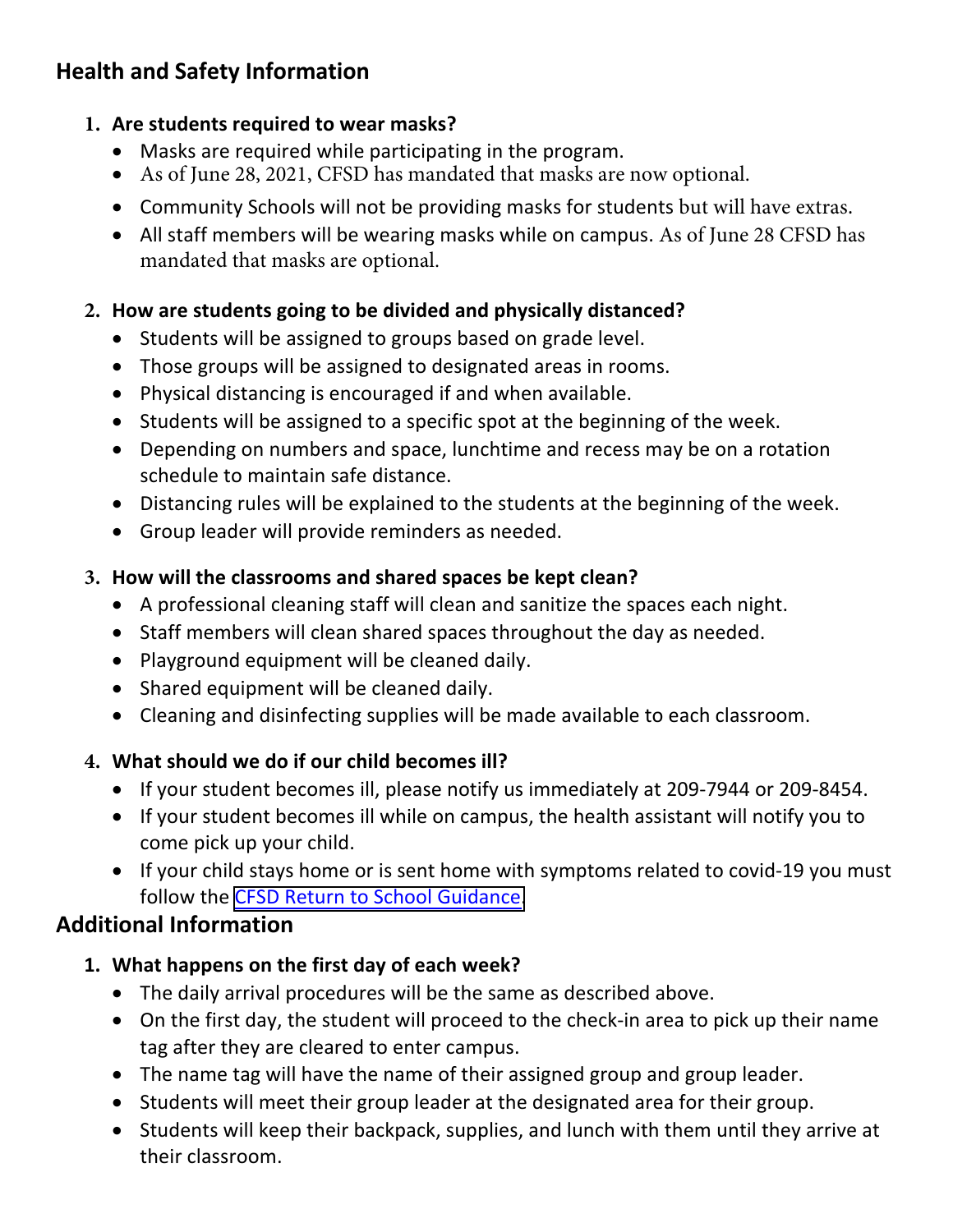## Health and Safety Information

1. **Are students required to wear masks?**
   - Masks are required while participating in the program.
   - As of June 28, 2021, CFSD has mandated that masks are now optional.
   - Community Schools will not be providing masks for students but will have extras.
   - All staff members will be wearing masks while on campus. As of June 28 CFSD has mandated that masks are optional.

2. **How are students going to be divided and physically distanced?**
   - Students will be assigned to groups based on grade level.
   - Those groups will be assigned to designated areas in rooms.
   - Physical distancing is encouraged if and when available.
   - Students will be assigned to a specific spot at the beginning of the week.
   - Depending on numbers and space, lunchtime and recess may be on a rotation schedule to maintain safe distance.
   - Distancing rules will be explained to the students at the beginning of the week.
   - Group leader will provide reminders as needed.

3. **How will the classrooms and shared spaces be kept clean?**
   - A professional cleaning staff will clean and sanitize the spaces each night.
   - Staff members will clean shared spaces throughout the day as needed.
   - Playground equipment will be cleaned daily.
   - Shared equipment will be cleaned daily.
   - Cleaning and disinfecting supplies will be made available to each classroom.

4. **What should we do if our child becomes ill?**
   - If your student becomes ill, please notify us immediately at 209-7944 or 209-8454.
   - If your student becomes ill while on campus, the health assistant will notify you to come pick up your child.
   - If your child stays home or is sent home with symptoms related to covid-19 you must follow the CFSD Return to School Guidance.

## Additional Information

1. **What happens on the first day of each week?**
   - The daily arrival procedures will be the same as described above.
   - On the first day, the student will proceed to the check-in area to pick up their name tag after they are cleared to enter campus.
   - The name tag will have the name of their assigned group and group leader.
   - Students will meet their group leader at the designated area for their group.
   - Students will keep their backpack, supplies, and lunch with them until they arrive at their classroom.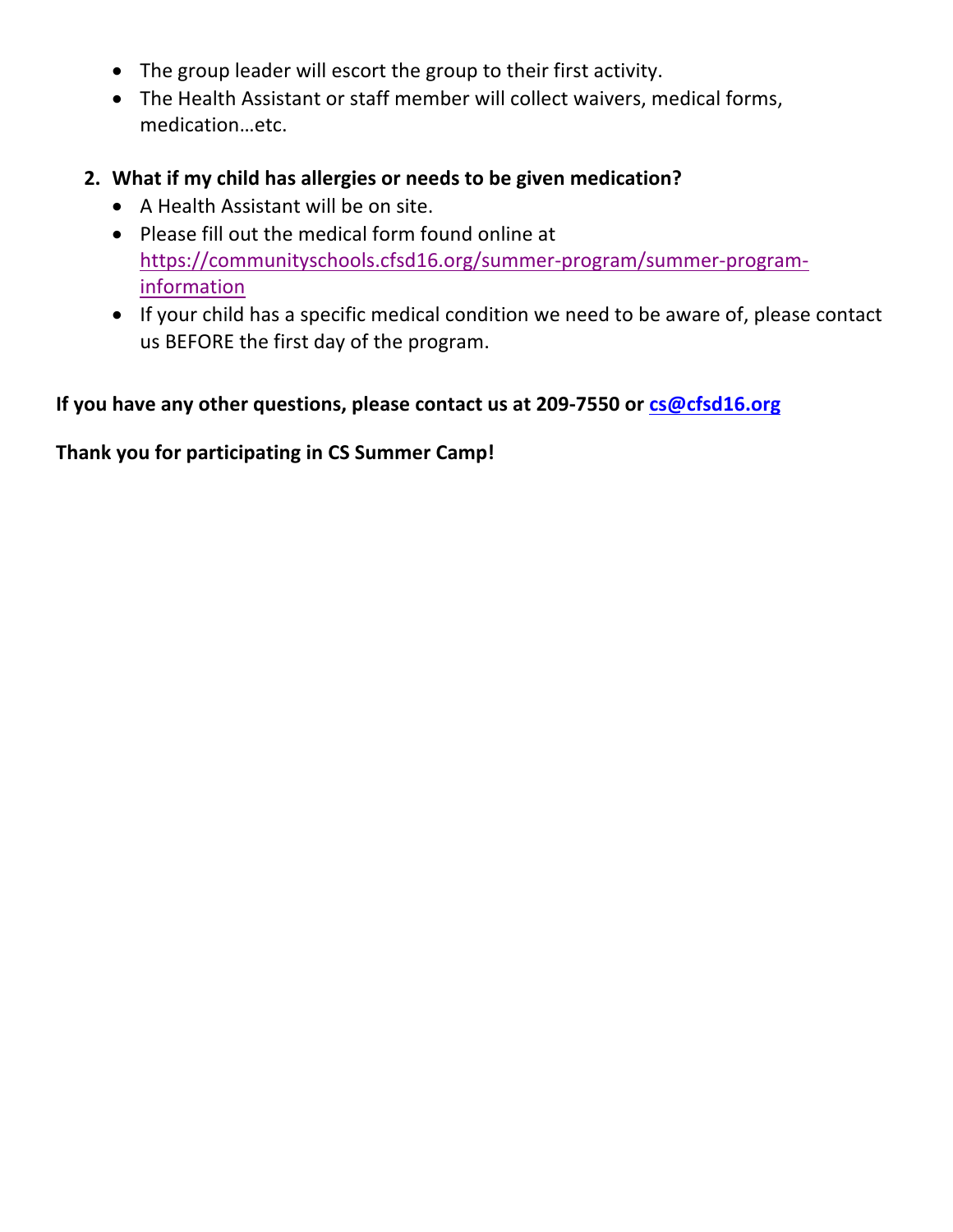- The group leader will escort the group to their first activity.
- The Health Assistant or staff member will collect waivers, medical forms, medication…etc.

2. **What if my child has allergies or needs to be given medication?**
   - A Health Assistant will be on site.
   - Please fill out the medical form found online at [https://communityschools.cfsd16.org/summer-program/summer-program-information](https://communityschools.cfsd16.org/summer-program/summer-program-information)
   - If your child has a specific medical condition we need to be aware of, please contact us BEFORE the first day of the program.

**If you have any other questions, please contact us at 209-7550 or [cs@cfsd16.org](mailto:cs@cfsd16.org)**

**Thank you for participating in CS Summer Camp!**